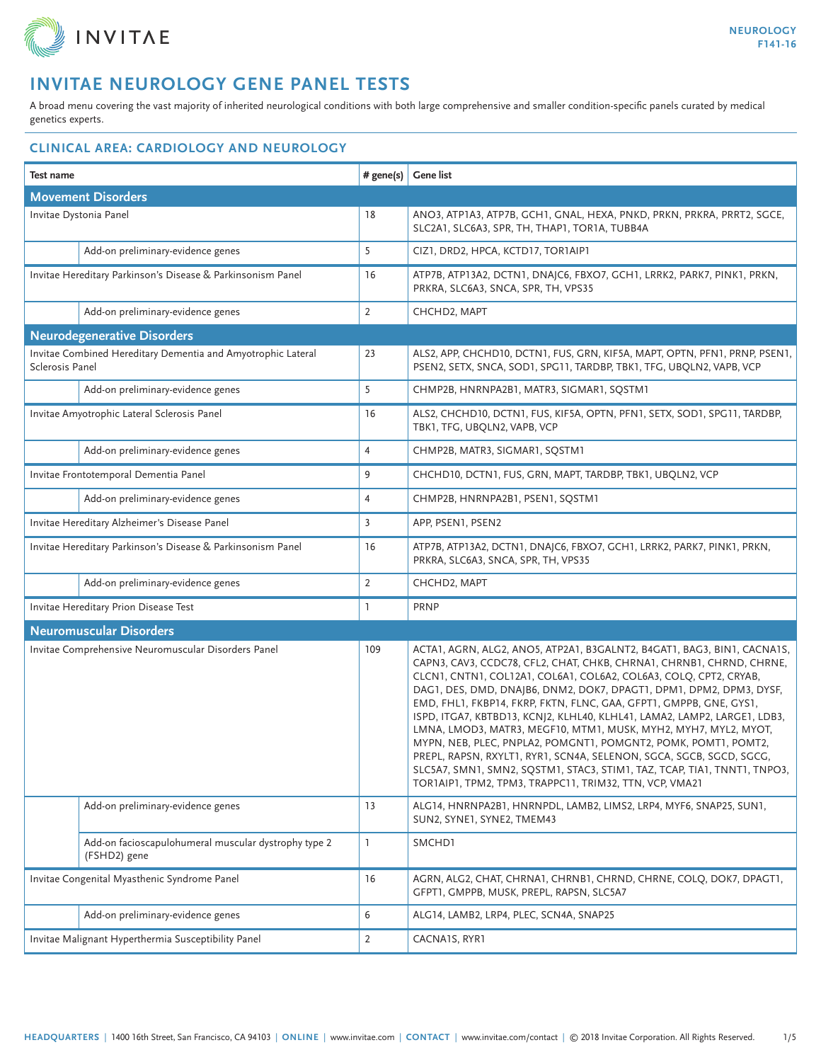# INVITAE NEUROLOGY GENE PANEL TESTS

A broad menu covering the vast majority of inherited neurological conditions with both large comprehensive and smaller condition-specific panels curated by medical genetics experts.

## CLINICAL AREA: CARDIOLOGY AND NEUROLOGY

| Test name | | # gene(s) | Gene list |
|---|---|---|---|
| **Movement Disorders** | | | |
| Invitae Dystonia Panel | | 18 | ANO3, ATP1A3, ATP7B, GCH1, GNAL, HEXA, PNKD, PRKN, PRKRA, PRRT2, SGCE, SLC2A1, SLC6A3, SPR, TH, THAP1, TOR1A, TUBB4A |
| | Add-on preliminary-evidence genes | 5 | CIZ1, DRD2, HPCA, KCTD17, TOR1AIP1 |
| Invitae Hereditary Parkinson's Disease & Parkinsonism Panel | | 16 | ATP7B, ATP13A2, DCTN1, DNAJC6, FBXO7, GCH1, LRRK2, PARK7, PINK1, PRKN, PRKRA, SLC6A3, SNCA, SPR, TH, VPS35 |
| | Add-on preliminary-evidence genes | 2 | CHCHD2, MAPT |
| **Neurodegenerative Disorders** | | | |
| Invitae Combined Hereditary Dementia and Amyotrophic Lateral Sclerosis Panel | | 23 | ALS2, APP, CHCHD10, DCTN1, FUS, GRN, KIF5A, MAPT, OPTN, PFN1, PRNP, PSEN1, PSEN2, SETX, SNCA, SOD1, SPG11, TARDBP, TBK1, TFG, UBQLN2, VAPB, VCP |
| | Add-on preliminary-evidence genes | 5 | CHMP2B, HNRNPA2B1, MATR3, SIGMAR1, SQSTM1 |
| Invitae Amyotrophic Lateral Sclerosis Panel | | 16 | ALS2, CHCHD10, DCTN1, FUS, KIF5A, OPTN, PFN1, SETX, SOD1, SPG11, TARDBP, TBK1, TFG, UBQLN2, VAPB, VCP |
| | Add-on preliminary-evidence genes | 4 | CHMP2B, MATR3, SIGMAR1, SQSTM1 |
| Invitae Frontotemporal Dementia Panel | | 9 | CHCHD10, DCTN1, FUS, GRN, MAPT, TARDBP, TBK1, UBQLN2, VCP |
| | Add-on preliminary-evidence genes | 4 | CHMP2B, HNRNPA2B1, PSEN1, SQSTM1 |
| Invitae Hereditary Alzheimer's Disease Panel | | 3 | APP, PSEN1, PSEN2 |
| Invitae Hereditary Parkinson's Disease & Parkinsonism Panel | | 16 | ATP7B, ATP13A2, DCTN1, DNAJC6, FBXO7, GCH1, LRRK2, PARK7, PINK1, PRKN, PRKRA, SLC6A3, SNCA, SPR, TH, VPS35 |
| | Add-on preliminary-evidence genes | 2 | CHCHD2, MAPT |
| Invitae Hereditary Prion Disease Test | | 1 | PRNP |
| **Neuromuscular Disorders** | | | |
| Invitae Comprehensive Neuromuscular Disorders Panel | | 109 | ACTA1, AGRN, ALG2, ANO5, ATP2A1, B3GALNT2, B4GAT1, BAG3, BIN1, CACNA1S, CAPN3, CAV3, CCDC78, CFL2, CHAT, CHKB, CHRNA1, CHRNB1, CHRND, CHRNE, CLCN1, CNTN1, COL12A1, COL6A1, COL6A2, COL6A3, COLQ, CPT2, CRYAB, DAG1, DES, DMD, DNAJB6, DNM2, DOK7, DPAGT1, DPM1, DPM2, DPM3, DYSF, EMD, FHL1, FKBP14, FKRP, FKTN, FLNC, GAA, GFPT1, GMPPB, GNE, GYS1, ISPD, ITGA7, KBTBD13, KCNJ2, KLHL40, KLHL41, LAMA2, LAMP2, LARGE1, LDB3, LMNA, LMOD3, MATR3, MEGF10, MTM1, MUSK, MYH2, MYH7, MYL2, MYOT, MYPN, NEB, PLEC, PNPLA2, POMGNT1, POMGNT2, POMK, POMT1, POMT2, PREPL, RAPSN, RXYLT1, RYR1, SCN4A, SELENON, SGCA, SGCB, SGCD, SGCG, SLC5A7, SMN1, SMN2, SQSTM1, STAC3, STIM1, TAZ, TCAP, TIA1, TNNT1, TNPO3, TOR1AIP1, TPM2, TPM3, TRAPPC11, TRIM32, TTN, VCP, VMA21 |
| | Add-on preliminary-evidence genes | 13 | ALG14, HNRNPA2B1, HNRNPDL, LAMB2, LIMS2, LRP4, MYF6, SNAP25, SUN1, SUN2, SYNE1, SYNE2, TMEM43 |
| | Add-on facioscapulohumeral muscular dystrophy type 2 (FSHD2) gene | 1 | SMCHD1 |
| Invitae Congenital Myasthenic Syndrome Panel | | 16 | AGRN, ALG2, CHAT, CHRNA1, CHRNB1, CHRND, CHRNE, COLQ, DOK7, DPAGT1, GFPT1, GMPPB, MUSK, PREPL, RAPSN, SLC5A7 |
| | Add-on preliminary-evidence genes | 6 | ALG14, LAMB2, LRP4, PLEC, SCN4A, SNAP25 |
| Invitae Malignant Hyperthermia Susceptibility Panel | | 2 | CACNA1S, RYR1 |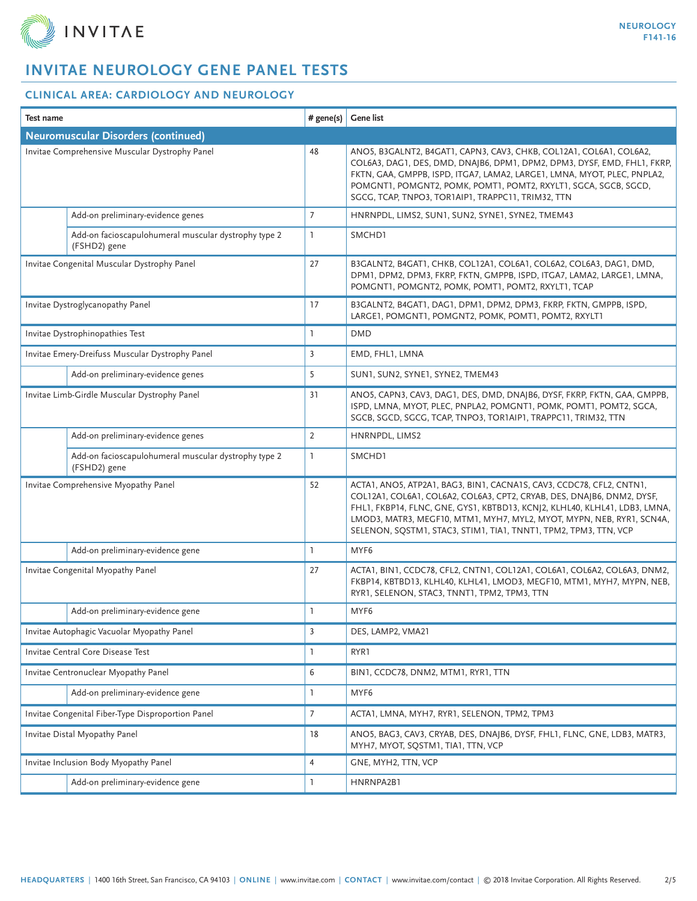# INVITAE NEUROLOGY GENE PANEL TESTS

## CLINICAL AREA: CARDIOLOGY AND NEUROLOGY

| Test name | | # gene(s) | Gene list |
|---|---|---|---|
| **Neuromuscular Disorders (continued)** | | | |
| Invitae Comprehensive Muscular Dystrophy Panel | | 48 | ANO5, B3GALNT2, B4GAT1, CAPN3, CAV3, CHKB, COL12A1, COL6A1, COL6A2, COL6A3, DAG1, DES, DMD, DNAJB6, DPM1, DPM2, DPM3, DYSF, EMD, FHL1, FKRP, FKTN, GAA, GMPPB, ISPD, ITGA7, LAMA2, LARGE1, LMNA, MYOT, PLEC, PNPLA2, POMGNT1, POMGNT2, POMK, POMT1, POMT2, RXYLT1, SGCA, SGCB, SGCD, SGCG, TCAP, TNPO3, TOR1AIP1, TRAPPC11, TRIM32, TTN |
| | Add-on preliminary-evidence genes | 7 | HNRNPDL, LIMS2, SUN1, SUN2, SYNE1, SYNE2, TMEM43 |
| | Add-on facioscapulohumeral muscular dystrophy type 2 (FSHD2) gene | 1 | SMCHD1 |
| Invitae Congenital Muscular Dystrophy Panel | | 27 | B3GALNT2, B4GAT1, CHKB, COL12A1, COL6A1, COL6A2, COL6A3, DAG1, DMD, DPM1, DPM2, DPM3, FKRP, FKTN, GMPPB, ISPD, ITGA7, LAMA2, LARGE1, LMNA, POMGNT1, POMGNT2, POMK, POMT1, POMT2, RXYLT1, TCAP |
| Invitae Dystroglycanopathy Panel | | 17 | B3GALNT2, B4GAT1, DAG1, DPM1, DPM2, DPM3, FKRP, FKTN, GMPPB, ISPD, LARGE1, POMGNT1, POMGNT2, POMK, POMT1, POMT2, RXYLT1 |
| Invitae Dystrophinopathies Test | | 1 | DMD |
| Invitae Emery-Dreifuss Muscular Dystrophy Panel | | 3 | EMD, FHL1, LMNA |
| | Add-on preliminary-evidence genes | 5 | SUN1, SUN2, SYNE1, SYNE2, TMEM43 |
| Invitae Limb-Girdle Muscular Dystrophy Panel | | 31 | ANO5, CAPN3, CAV3, DAG1, DES, DMD, DNAJB6, DYSF, FKRP, FKTN, GAA, GMPPB, ISPD, LMNA, MYOT, PLEC, PNPLA2, POMGNT1, POMK, POMT1, POMT2, SGCA, SGCB, SGCD, SGCG, TCAP, TNPO3, TOR1AIP1, TRAPPC11, TRIM32, TTN |
| | Add-on preliminary-evidence genes | 2 | HNRNPDL, LIMS2 |
| | Add-on facioscapulohumeral muscular dystrophy type 2 (FSHD2) gene | 1 | SMCHD1 |
| Invitae Comprehensive Myopathy Panel | | 52 | ACTA1, ANO5, ATP2A1, BAG3, BIN1, CACNA1S, CAV3, CCDC78, CFL2, CNTN1, COL12A1, COL6A1, COL6A2, COL6A3, CPT2, CRYAB, DES, DNAJB6, DNM2, DYSF, FHL1, FKBP14, FLNC, GNE, GYS1, KBTBD13, KCNJ2, KLHL40, KLHL41, LDB3, LMNA, LMOD3, MATR3, MEGF10, MTM1, MYH7, MYL2, MYOT, MYPN, NEB, RYR1, SCN4A, SELENON, SQSTM1, STAC3, STIM1, TIA1, TNNT1, TPM2, TPM3, TTN, VCP |
| | Add-on preliminary-evidence gene | 1 | MYF6 |
| Invitae Congenital Myopathy Panel | | 27 | ACTA1, BIN1, CCDC78, CFL2, CNTN1, COL12A1, COL6A1, COL6A2, COL6A3, DNM2, FKBP14, KBTBD13, KLHL40, KLHL41, LMOD3, MEGF10, MTM1, MYH7, MYPN, NEB, RYR1, SELENON, STAC3, TNNT1, TPM2, TPM3, TTN |
| | Add-on preliminary-evidence gene | 1 | MYF6 |
| Invitae Autophagic Vacuolar Myopathy Panel | | 3 | DES, LAMP2, VMA21 |
| Invitae Central Core Disease Test | | 1 | RYR1 |
| Invitae Centronuclear Myopathy Panel | | 6 | BIN1, CCDC78, DNM2, MTM1, RYR1, TTN |
| | Add-on preliminary-evidence gene | 1 | MYF6 |
| Invitae Congenital Fiber-Type Disproportion Panel | | 7 | ACTA1, LMNA, MYH7, RYR1, SELENON, TPM2, TPM3 |
| Invitae Distal Myopathy Panel | | 18 | ANO5, BAG3, CAV3, CRYAB, DES, DNAJB6, DYSF, FHL1, FLNC, GNE, LDB3, MATR3, MYH7, MYOT, SQSTM1, TIA1, TTN, VCP |
| Invitae Inclusion Body Myopathy Panel | | 4 | GNE, MYH2, TTN, VCP |
| | Add-on preliminary-evidence gene | 1 | HNRNPA2B1 |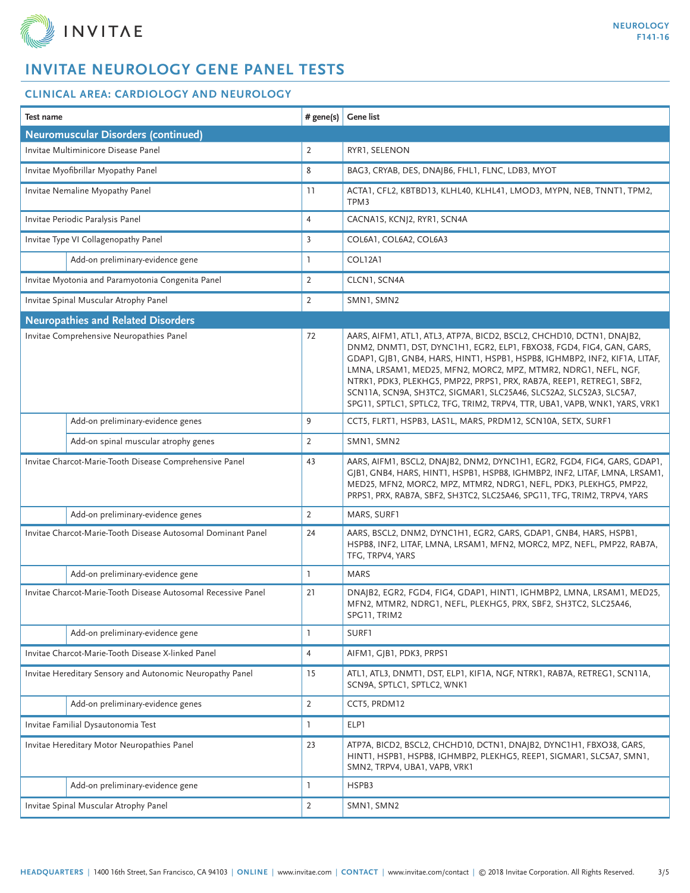# INVITAE NEUROLOGY GENE PANEL TESTS

## CLINICAL AREA: CARDIOLOGY AND NEUROLOGY

| Test name | # gene(s) | Gene list |
|---|---|---|
| **Neuromuscular Disorders (continued)** | | |
| Invitae Multiminicore Disease Panel | 2 | RYR1, SELENON |
| Invitae Myofibrillar Myopathy Panel | 8 | BAG3, CRYAB, DES, DNAJB6, FHL1, FLNC, LDB3, MYOT |
| Invitae Nemaline Myopathy Panel | 11 | ACTA1, CFL2, KBTBD13, KLHL40, KLHL41, LMOD3, MYPN, NEB, TNNT1, TPM2, TPM3 |
| Invitae Periodic Paralysis Panel | 4 | CACNA1S, KCNJ2, RYR1, SCN4A |
| Invitae Type VI Collagenopathy Panel | 3 | COL6A1, COL6A2, COL6A3 |
| Add-on preliminary-evidence gene | 1 | COL12A1 |
| Invitae Myotonia and Paramyotonia Congenita Panel | 2 | CLCN1, SCN4A |
| Invitae Spinal Muscular Atrophy Panel | 2 | SMN1, SMN2 |
| **Neuropathies and Related Disorders** | | |
| Invitae Comprehensive Neuropathies Panel | 72 | AARS, AIFM1, ATL1, ATL3, ATP7A, BICD2, BSCL2, CHCHD10, DCTN1, DNAJB2, DNM2, DNMT1, DST, DYNC1H1, EGR2, ELP1, FBXO38, FGD4, FIG4, GAN, GARS, GDAP1, GJB1, GNB4, HARS, HINT1, HSPB1, HSPB8, IGHMBP2, INF2, KIF1A, LITAF, LMNA, LRSAM1, MED25, MFN2, MORC2, MPZ, MTMR2, NDRG1, NEFL, NGF, NTRK1, PDK3, PLEKHG5, PMP22, PRPS1, PRX, RAB7A, REEP1, RETREG1, SBF2, SCN11A, SCN9A, SH3TC2, SIGMAR1, SLC25A46, SLC52A2, SLC52A3, SLC5A7, SPG11, SPTLC1, SPTLC2, TFG, TRIM2, TRPV4, TTR, UBA1, VAPB, WNK1, YARS, VRK1 |
| Add-on preliminary-evidence genes | 9 | CCT5, FLRT1, HSPB3, LAS1L, MARS, PRDM12, SCN10A, SETX, SURF1 |
| Add-on spinal muscular atrophy genes | 2 | SMN1, SMN2 |
| Invitae Charcot-Marie-Tooth Disease Comprehensive Panel | 43 | AARS, AIFM1, BSCL2, DNAJB2, DNM2, DYNC1H1, EGR2, FGD4, FIG4, GARS, GDAP1, GJB1, GNB4, HARS, HINT1, HSPB1, HSPB8, IGHMBP2, INF2, LITAF, LMNA, LRSAM1, MED25, MFN2, MORC2, MPZ, MTMR2, NDRG1, NEFL, PDK3, PLEKHG5, PMP22, PRPS1, PRX, RAB7A, SBF2, SH3TC2, SLC25A46, SPG11, TFG, TRIM2, TRPV4, YARS |
| Add-on preliminary-evidence genes | 2 | MARS, SURF1 |
| Invitae Charcot-Marie-Tooth Disease Autosomal Dominant Panel | 24 | AARS, BSCL2, DNM2, DYNC1H1, EGR2, GARS, GDAP1, GNB4, HARS, HSPB1, HSPB8, INF2, LITAF, LMNA, LRSAM1, MFN2, MORC2, MPZ, NEFL, PMP22, RAB7A, TFG, TRPV4, YARS |
| Add-on preliminary-evidence gene | 1 | MARS |
| Invitae Charcot-Marie-Tooth Disease Autosomal Recessive Panel | 21 | DNAJB2, EGR2, FGD4, FIG4, GDAP1, HINT1, IGHMBP2, LMNA, LRSAM1, MED25, MFN2, MTMR2, NDRG1, NEFL, PLEKHG5, PRX, SBF2, SH3TC2, SLC25A46, SPG11, TRIM2 |
| Add-on preliminary-evidence gene | 1 | SURF1 |
| Invitae Charcot-Marie-Tooth Disease X-linked Panel | 4 | AIFM1, GJB1, PDK3, PRPS1 |
| Invitae Hereditary Sensory and Autonomic Neuropathy Panel | 15 | ATL1, ATL3, DNMT1, DST, ELP1, KIF1A, NGF, NTRK1, RAB7A, RETREG1, SCN11A, SCN9A, SPTLC1, SPTLC2, WNK1 |
| Add-on preliminary-evidence genes | 2 | CCT5, PRDM12 |
| Invitae Familial Dysautonomia Test | 1 | ELP1 |
| Invitae Hereditary Motor Neuropathies Panel | 23 | ATP7A, BICD2, BSCL2, CHCHD10, DCTN1, DNAJB2, DYNC1H1, FBXO38, GARS, HINT1, HSPB1, HSPB8, IGHMBP2, PLEKHG5, REEP1, SIGMAR1, SLC5A7, SMN1, SMN2, TRPV4, UBA1, VAPB, VRK1 |
| Add-on preliminary-evidence gene | 1 | HSPB3 |
| Invitae Spinal Muscular Atrophy Panel | 2 | SMN1, SMN2 |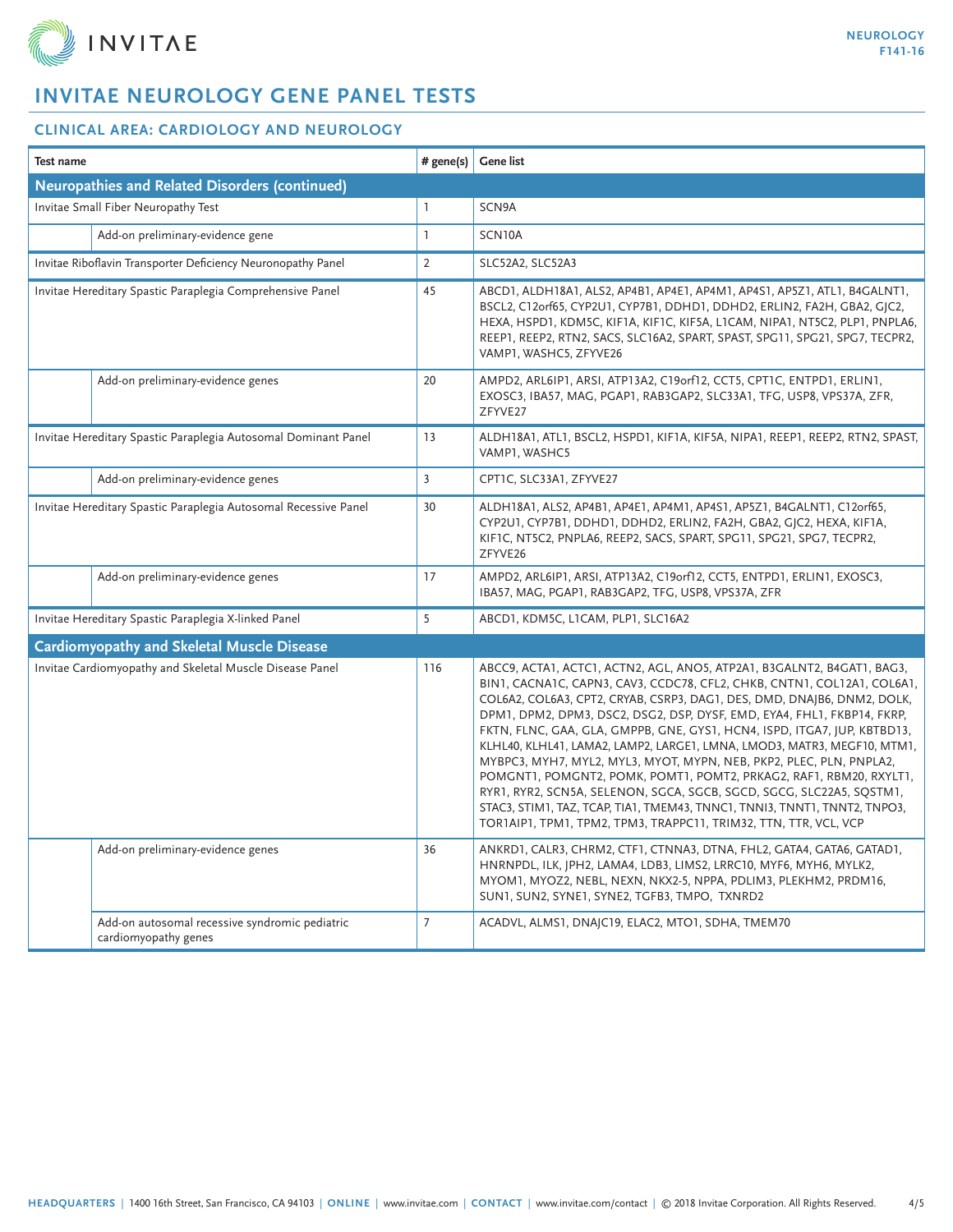# INVITAE NEUROLOGY GENE PANEL TESTS

## CLINICAL AREA: CARDIOLOGY AND NEUROLOGY

| Test name | | # gene(s) | Gene list |
|---|---|---|---|
| **Neuropathies and Related Disorders (continued)** | | | |
| Invitae Small Fiber Neuropathy Test | | 1 | SCN9A |
| | Add-on preliminary-evidence gene | 1 | SCN10A |
| Invitae Riboflavin Transporter Deficiency Neuronopathy Panel | | 2 | SLC52A2, SLC52A3 |
| Invitae Hereditary Spastic Paraplegia Comprehensive Panel | | 45 | ABCD1, ALDH18A1, ALS2, AP4B1, AP4E1, AP4M1, AP4S1, AP5Z1, ATL1, B4GALNT1, BSCL2, C12orf65, CYP2U1, CYP7B1, DDHD1, DDHD2, ERLIN2, FA2H, GBA2, GJC2, HEXA, HSPD1, KDM5C, KIF1A, KIF1C, KIF5A, L1CAM, NIPA1, NT5C2, PLP1, PNPLA6, REEP1, REEP2, RTN2, SACS, SLC16A2, SPART, SPAST, SPG11, SPG21, SPG7, TECPR2, VAMP1, WASHC5, ZFYVE26 |
| | Add-on preliminary-evidence genes | 20 | AMPD2, ARL6IP1, ARSI, ATP13A2, C19orf12, CCT5, CPT1C, ENTPD1, ERLIN1, EXOSC3, IBA57, MAG, PGAP1, RAB3GAP2, SLC33A1, TFG, USP8, VPS37A, ZFR, ZFYVE27 |
| Invitae Hereditary Spastic Paraplegia Autosomal Dominant Panel | | 13 | ALDH18A1, ATL1, BSCL2, HSPD1, KIF1A, KIF5A, NIPA1, REEP1, REEP2, RTN2, SPAST, VAMP1, WASHC5 |
| | Add-on preliminary-evidence genes | 3 | CPT1C, SLC33A1, ZFYVE27 |
| Invitae Hereditary Spastic Paraplegia Autosomal Recessive Panel | | 30 | ALDH18A1, ALS2, AP4B1, AP4E1, AP4M1, AP4S1, AP5Z1, B4GALNT1, C12orf65, CYP2U1, CYP7B1, DDHD1, DDHD2, ERLIN2, FA2H, GBA2, GJC2, HEXA, KIF1A, KIF1C, NT5C2, PNPLA6, REEP2, SACS, SPART, SPG11, SPG21, SPG7, TECPR2, ZFYVE26 |
| | Add-on preliminary-evidence genes | 17 | AMPD2, ARL6IP1, ARSI, ATP13A2, C19orf12, CCT5, ENTPD1, ERLIN1, EXOSC3, IBA57, MAG, PGAP1, RAB3GAP2, TFG, USP8, VPS37A, ZFR |
| Invitae Hereditary Spastic Paraplegia X-linked Panel | | 5 | ABCD1, KDM5C, L1CAM, PLP1, SLC16A2 |
| **Cardiomyopathy and Skeletal Muscle Disease** | | | |
| Invitae Cardiomyopathy and Skeletal Muscle Disease Panel | | 116 | ABCC9, ACTA1, ACTC1, ACTN2, AGL, ANO5, ATP2A1, B3GALNT2, B4GAT1, BAG3, BIN1, CACNA1C, CAPN3, CAV3, CCDC78, CFL2, CHKB, CNTN1, COL12A1, COL6A1, COL6A2, COL6A3, CPT2, CRYAB, CSRP3, DAG1, DES, DMD, DNAJB6, DNM2, DOLK, DPM1, DPM2, DPM3, DSC2, DSG2, DSP, DYSF, EMD, EYA4, FHL1, FKBP14, FKRP, FKTN, FLNC, GAA, GLA, GMPPB, GNE, GYS1, HCN4, ISPD, ITGA7, JUP, KBTBD13, KLHL40, KLHL41, LAMA2, LAMP2, LARGE1, LMNA, LMOD3, MATR3, MEGF10, MTM1, MYBPC3, MYH7, MYL2, MYL3, MYOT, MYPN, NEB, PKP2, PLEC, PLN, PNPLA2, POMGNT1, POMGNT2, POMK, POMT1, POMT2, PRKAG2, RAF1, RBM20, RXYLT1, RYR1, RYR2, SCN5A, SELENON, SGCA, SGCB, SGCD, SGCG, SLC22A5, SQSTM1, STAC3, STIM1, TAZ, TCAP, TIA1, TMEM43, TNNC1, TNNI3, TNNT1, TNNT2, TNPO3, TOR1AIP1, TPM1, TPM2, TPM3, TRAPPC11, TRIM32, TTN, TTR, VCL, VCP |
| | Add-on preliminary-evidence genes | 36 | ANKRD1, CALR3, CHRM2, CTF1, CTNNA3, DTNA, FHL2, GATA4, GATA6, GATAD1, HNRNPDL, ILK, JPH2, LAMA4, LDB3, LIMS2, LRRC10, MYF6, MYH6, MYLK2, MYOM1, MYOZ2, NEBL, NEXN, NKX2-5, NPPA, PDLIM3, PLEKHM2, PRDM16, SUN1, SUN2, SYNE1, SYNE2, TGFB3, TMPO, TXNRD2 |
| | Add-on autosomal recessive syndromic pediatric cardiomyopathy genes | 7 | ACADVL, ALMS1, DNAJC19, ELAC2, MTO1, SDHA, TMEM70 |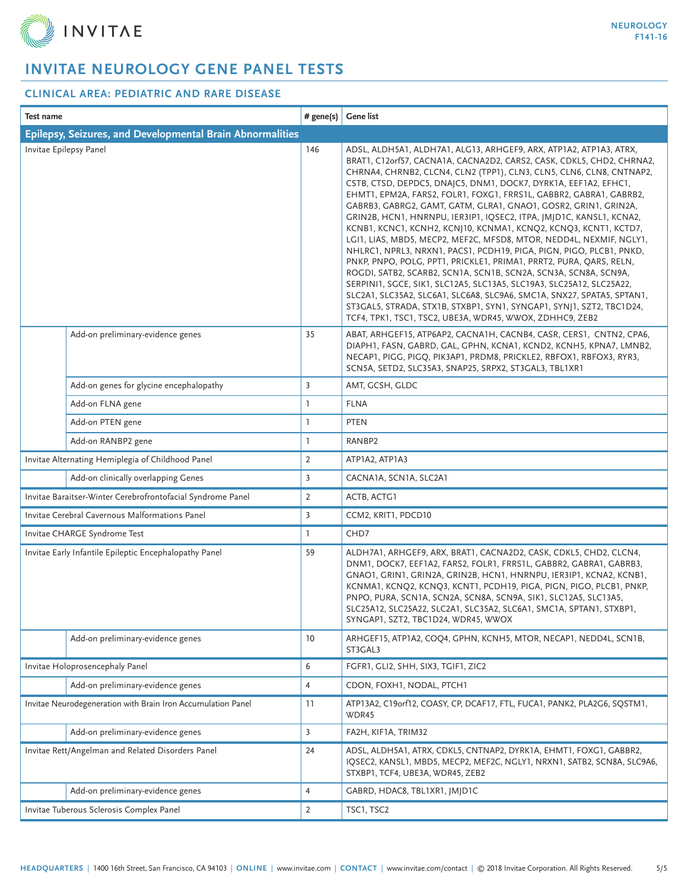# INVITAE NEUROLOGY GENE PANEL TESTS

## CLINICAL AREA: PEDIATRIC AND RARE DISEASE

| Test name | | # gene(s) | Gene list |
|---|---|---|---|
| **Epilepsy, Seizures, and Developmental Brain Abnormalities** | | | |
| Invitae Epilepsy Panel | | 146 | ADSL, ALDH5A1, ALDH7A1, ALG13, ARHGEF9, ARX, ATP1A2, ATP1A3, ATRX, BRAT1, C12orf57, CACNA1A, CACNA2D2, CARS2, CASK, CDKL5, CHD2, CHRNA2, CHRNA4, CHRNB2, CLCN4, CLN2 (TPP1), CLN3, CLN5, CLN6, CLN8, CNTNAP2, CSTB, CTSD, DEPDC5, DNAJC5, DNM1, DOCK7, DYRK1A, EEF1A2, EFHC1, EHMT1, EPM2A, FARS2, FOLR1, FOXG1, FRRS1L, GABBR2, GABRA1, GABRB2, GABRB3, GABRG2, GAMT, GATM, GLRA1, GNAO1, GOSR2, GRIN1, GRIN2A, GRIN2B, HCN1, HNRNPU, IER3IP1, IQSEC2, ITPA, JMJD1C, KANSL1, KCNA2, KCNB1, KCNC1, KCNH2, KCNJ10, KCNMA1, KCNQ2, KCNQ3, KCNT1, KCTD7, LGI1, LIAS, MBD5, MECP2, MEF2C, MFSD8, MTOR, NEDD4L, NEXMIF, NGLY1, NHLRC1, NPRL3, NRXN1, PACS1, PCDH19, PIGA, PIGN, PIGO, PLCB1, PNKD, PNKP, PNPO, POLG, PPT1, PRICKLE1, PRIMA1, PRRT2, PURA, QARS, RELN, ROGDI, SATB2, SCARB2, SCN1A, SCN1B, SCN2A, SCN3A, SCN8A, SCN9A, SERPINI1, SGCE, SIK1, SLC12A5, SLC13A5, SLC19A3, SLC25A12, SLC25A22, SLC2A1, SLC35A2, SLC6A1, SLC6A8, SLC9A6, SMC1A, SNX27, SPATA5, SPTAN1, ST3GAL5, STRADA, STX1B, STXBP1, SYN1, SYNGAP1, SYNJ1, SZT2, TBC1D24, TCF4, TPK1, TSC1, TSC2, UBE3A, WDR45, WWOX, ZDHHC9, ZEB2 |
| | Add-on preliminary-evidence genes | 35 | ABAT, ARHGEF15, ATP6AP2, CACNA1H, CACNB4, CASR, CERS1, CNTN2, CPA6, DIAPH1, FASN, GABRD, GAL, GPHN, KCNA1, KCND2, KCNH5, KPNA7, LMNB2, NECAP1, PIGG, PIGQ, PIK3AP1, PRDM8, PRICKLE2, RBFOX1, RBFOX3, RYR3, SCN5A, SETD2, SLC35A3, SNAP25, SRPX2, ST3GAL3, TBL1XR1 |
| | Add-on genes for glycine encephalopathy | 3 | AMT, GCSH, GLDC |
| | Add-on FLNA gene | 1 | FLNA |
| | Add-on PTEN gene | 1 | PTEN |
| | Add-on RANBP2 gene | 1 | RANBP2 |
| Invitae Alternating Hemiplegia of Childhood Panel | | 2 | ATP1A2, ATP1A3 |
| | Add-on clinically overlapping Genes | 3 | CACNA1A, SCN1A, SLC2A1 |
| Invitae Baraitser-Winter Cerebrofrontofacial Syndrome Panel | | 2 | ACTB, ACTG1 |
| Invitae Cerebral Cavernous Malformations Panel | | 3 | CCM2, KRIT1, PDCD10 |
| Invitae CHARGE Syndrome Test | | 1 | CHD7 |
| Invitae Early Infantile Epileptic Encephalopathy Panel | | 59 | ALDH7A1, ARHGEF9, ARX, BRAT1, CACNA2D2, CASK, CDKL5, CHD2, CLCN4, DNM1, DOCK7, EEF1A2, FARS2, FOLR1, FRRS1L, GABBR2, GABRA1, GABRB3, GNAO1, GRIN1, GRIN2A, GRIN2B, HCN1, HNRNPU, IER3IP1, KCNA2, KCNB1, KCNMA1, KCNQ2, KCNQ3, KCNT1, PCDH19, PIGA, PIGN, PIGO, PLCB1, PNKP, PNPO, PURA, SCN1A, SCN2A, SCN8A, SCN9A, SIK1, SLC12A5, SLC13A5, SLC25A12, SLC25A22, SLC2A1, SLC35A2, SLC6A1, SMC1A, SPTAN1, STXBP1, SYNGAP1, SZT2, TBC1D24, WDR45, WWOX |
| | Add-on preliminary-evidence genes | 10 | ARHGEF15, ATP1A2, COQ4, GPHN, KCNH5, MTOR, NECAP1, NEDD4L, SCN1B, ST3GAL3 |
| Invitae Holoprosencephaly Panel | | 6 | FGFR1, GLI2, SHH, SIX3, TGIF1, ZIC2 |
| | Add-on preliminary-evidence genes | 4 | CDON, FOXH1, NODAL, PTCH1 |
| Invitae Neurodegeneration with Brain Iron Accumulation Panel | | 11 | ATP13A2, C19orf12, COASY, CP, DCAF17, FTL, FUCA1, PANK2, PLA2G6, SQSTM1, WDR45 |
| | Add-on preliminary-evidence genes | 3 | FA2H, KIF1A, TRIM32 |
| Invitae Rett/Angelman and Related Disorders Panel | | 24 | ADSL, ALDH5A1, ATRX, CDKL5, CNTNAP2, DYRK1A, EHMT1, FOXG1, GABBR2, IQSEC2, KANSL1, MBD5, MECP2, MEF2C, NGLY1, NRXN1, SATB2, SCN8A, SLC9A6, STXBP1, TCF4, UBE3A, WDR45, ZEB2 |
| | Add-on preliminary-evidence genes | 4 | GABRD, HDAC8, TBL1XR1, JMJD1C |
| Invitae Tuberous Sclerosis Complex Panel | | 2 | TSC1, TSC2 |

**HEADQUARTERS** | 1400 16th Street, San Francisco, CA 94103 | **ONLINE** | www.invitae.com | **CONTACT** | www.invitae.com/contact | © 2018 Invitae Corporation. All Rights Reserved.